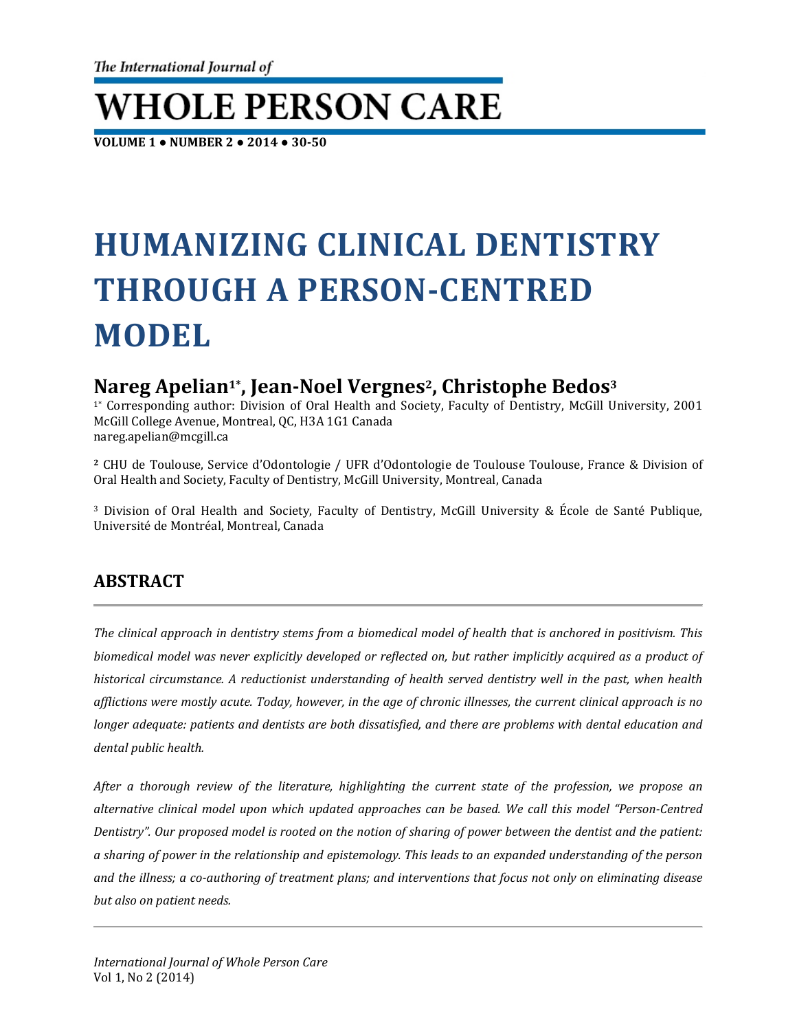# HUMANIZING CLINICAL DENTISTRY THROUGH A PERSON-CENTRED MODEL

## Nareg Apelian[1*], Jean-Noel Vergnes[2], Christophe Bedos[3]

[1*] Corresponding author: Division of Oral Health and Society, Faculty of Dentistry, McGill University, 2001 McGill College Avenue, Montreal, QC, H3A 1G1 Canada
nareg.apelian@mcgill.ca

[2] CHU de Toulouse, Service d'Odontologie / UFR d'Odontologie de Toulouse Toulouse, France & Division of Oral Health and Society, Faculty of Dentistry, McGill University, Montreal, Canada

[3] Division of Oral Health and Society, Faculty of Dentistry, McGill University & École de Santé Publique, Université de Montréal, Montreal, Canada

## ABSTRACT

*The clinical approach in dentistry stems from a biomedical model of health that is anchored in positivism. This biomedical model was never explicitly developed or reflected on, but rather implicitly acquired as a product of historical circumstance. A reductionist understanding of health served dentistry well in the past, when health afflictions were mostly acute. Today, however, in the age of chronic illnesses, the current clinical approach is no longer adequate: patients and dentists are both dissatisfied, and there are problems with dental education and dental public health.*

*After a thorough review of the literature, highlighting the current state of the profession, we propose an alternative clinical model upon which updated approaches can be based. We call this model "Person-Centred Dentistry". Our proposed model is rooted on the notion of sharing of power between the dentist and the patient: a sharing of power in the relationship and epistemology. This leads to an expanded understanding of the person and the illness; a co-authoring of treatment plans; and interventions that focus not only on eliminating disease but also on patient needs.*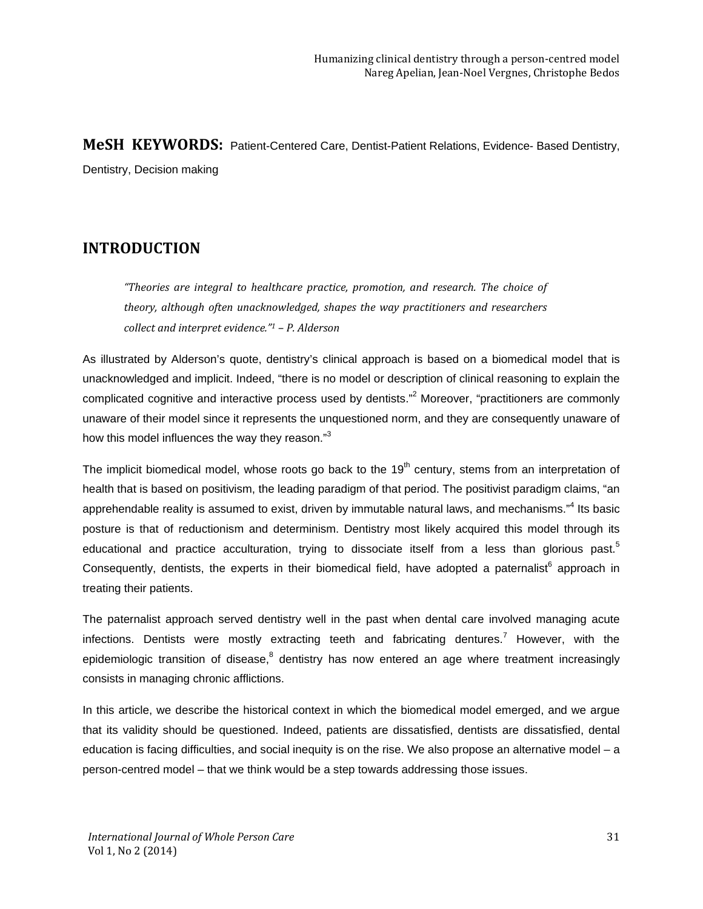**MeSH KEYWORDS:** Patient-Centered Care, Dentist-Patient Relations, Evidence- Based Dentistry, Dentistry, Decision making

## INTRODUCTION

> *"Theories are integral to healthcare practice, promotion, and research. The choice of theory, although often unacknowledged, shapes the way practitioners and researchers collect and interpret evidence."[1] – P. Alderson*

As illustrated by Alderson's quote, dentistry's clinical approach is based on a biomedical model that is unacknowledged and implicit. Indeed, "there is no model or description of clinical reasoning to explain the complicated cognitive and interactive process used by dentists."[2] Moreover, "practitioners are commonly unaware of their model since it represents the unquestioned norm, and they are consequently unaware of how this model influences the way they reason."[3]

The implicit biomedical model, whose roots go back to the 19th century, stems from an interpretation of health that is based on positivism, the leading paradigm of that period. The positivist paradigm claims, "an apprehendable reality is assumed to exist, driven by immutable natural laws, and mechanisms."[4] Its basic posture is that of reductionism and determinism. Dentistry most likely acquired this model through its educational and practice acculturation, trying to dissociate itself from a less than glorious past.[5] Consequently, dentists, the experts in their biomedical field, have adopted a paternalist[6] approach in treating their patients.

The paternalist approach served dentistry well in the past when dental care involved managing acute infections. Dentists were mostly extracting teeth and fabricating dentures.[7] However, with the epidemiologic transition of disease,[8] dentistry has now entered an age where treatment increasingly consists in managing chronic afflictions.

In this article, we describe the historical context in which the biomedical model emerged, and we argue that its validity should be questioned. Indeed, patients are dissatisfied, dentists are dissatisfied, dental education is facing difficulties, and social inequity is on the rise. We also propose an alternative model – a person-centred model – that we think would be a step towards addressing those issues.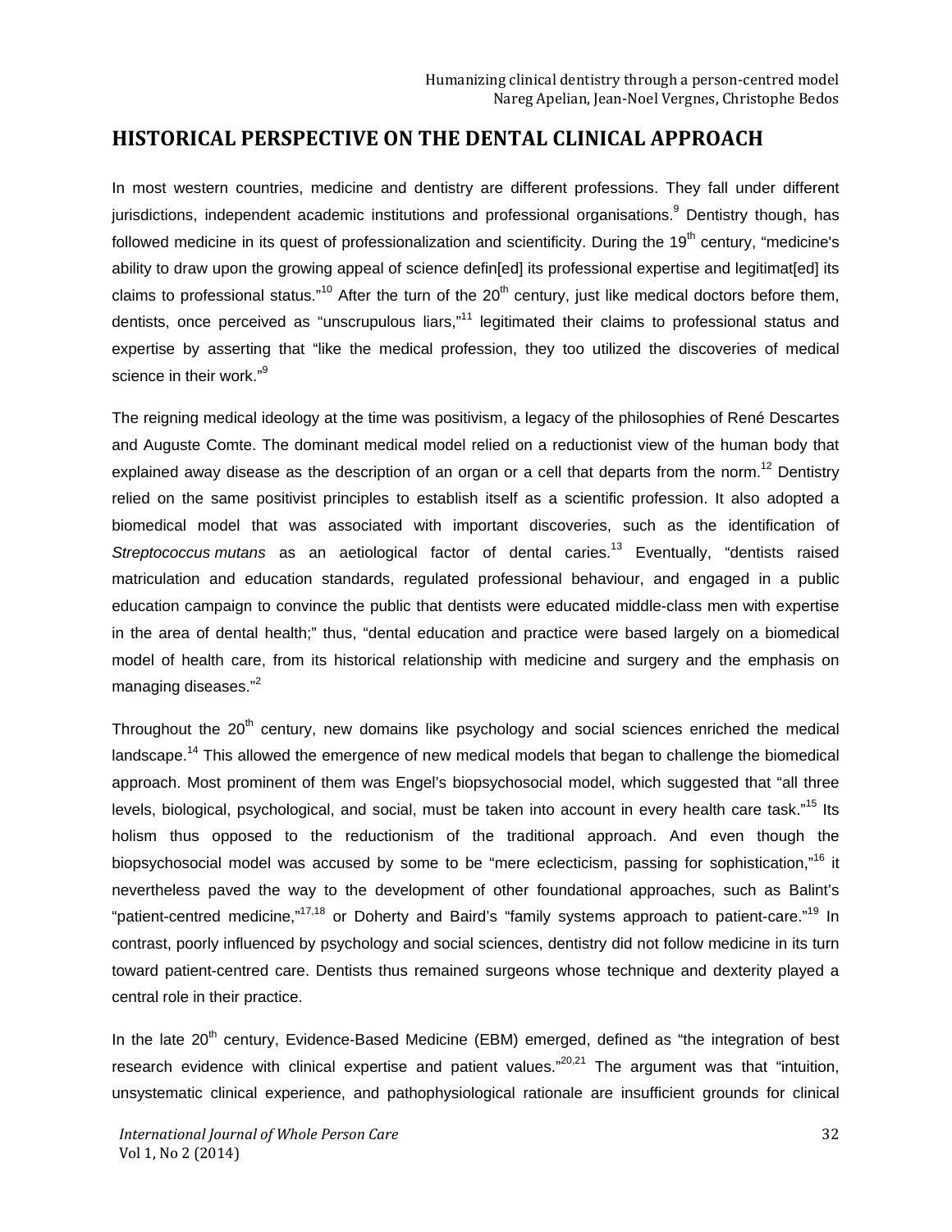## HISTORICAL PERSPECTIVE ON THE DENTAL CLINICAL APPROACH

In most western countries, medicine and dentistry are different professions. They fall under different jurisdictions, independent academic institutions and professional organisations.[9] Dentistry though, has followed medicine in its quest of professionalization and scientificity. During the 19th century, "medicine's ability to draw upon the growing appeal of science defin[ed] its professional expertise and legitimat[ed] its claims to professional status."[10] After the turn of the 20th century, just like medical doctors before them, dentists, once perceived as "unscrupulous liars,"[11] legitimated their claims to professional status and expertise by asserting that "like the medical profession, they too utilized the discoveries of medical science in their work."[9]

The reigning medical ideology at the time was positivism, a legacy of the philosophies of René Descartes and Auguste Comte. The dominant medical model relied on a reductionist view of the human body that explained away disease as the description of an organ or a cell that departs from the norm.[12] Dentistry relied on the same positivist principles to establish itself as a scientific profession. It also adopted a biomedical model that was associated with important discoveries, such as the identification of *Streptococcus mutans* as an aetiological factor of dental caries.[13] Eventually, "dentists raised matriculation and education standards, regulated professional behaviour, and engaged in a public education campaign to convince the public that dentists were educated middle-class men with expertise in the area of dental health;" thus, "dental education and practice were based largely on a biomedical model of health care, from its historical relationship with medicine and surgery and the emphasis on managing diseases."[2]

Throughout the 20th century, new domains like psychology and social sciences enriched the medical landscape.[14] This allowed the emergence of new medical models that began to challenge the biomedical approach. Most prominent of them was Engel's biopsychosocial model, which suggested that "all three levels, biological, psychological, and social, must be taken into account in every health care task."[15] Its holism thus opposed to the reductionism of the traditional approach. And even though the biopsychosocial model was accused by some to be "mere eclecticism, passing for sophistication,"[16] it nevertheless paved the way to the development of other foundational approaches, such as Balint's "patient-centred medicine,"[17,18] or Doherty and Baird's "family systems approach to patient-care."[19] In contrast, poorly influenced by psychology and social sciences, dentistry did not follow medicine in its turn toward patient-centred care. Dentists thus remained surgeons whose technique and dexterity played a central role in their practice.

In the late 20th century, Evidence-Based Medicine (EBM) emerged, defined as "the integration of best research evidence with clinical expertise and patient values."[20,21] The argument was that "intuition, unsystematic clinical experience, and pathophysiological rationale are insufficient grounds for clinical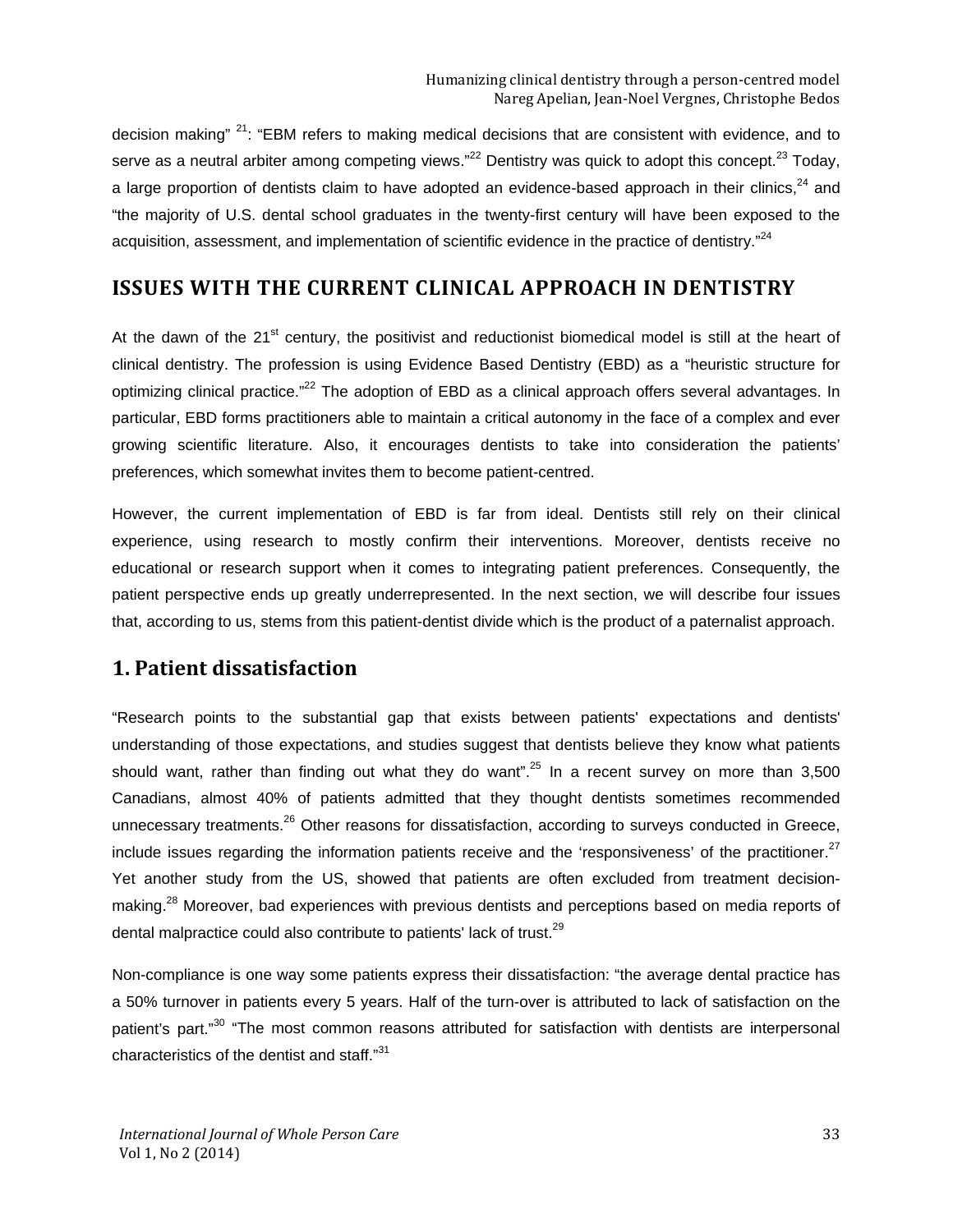decision making" [21]: "EBM refers to making medical decisions that are consistent with evidence, and to serve as a neutral arbiter among competing views."[22] Dentistry was quick to adopt this concept.[23] Today, a large proportion of dentists claim to have adopted an evidence-based approach in their clinics,[24] and "the majority of U.S. dental school graduates in the twenty-first century will have been exposed to the acquisition, assessment, and implementation of scientific evidence in the practice of dentistry."[24]

## ISSUES WITH THE CURRENT CLINICAL APPROACH IN DENTISTRY

At the dawn of the 21st century, the positivist and reductionist biomedical model is still at the heart of clinical dentistry. The profession is using Evidence Based Dentistry (EBD) as a "heuristic structure for optimizing clinical practice."[22] The adoption of EBD as a clinical approach offers several advantages. In particular, EBD forms practitioners able to maintain a critical autonomy in the face of a complex and ever growing scientific literature. Also, it encourages dentists to take into consideration the patients' preferences, which somewhat invites them to become patient-centred.

However, the current implementation of EBD is far from ideal. Dentists still rely on their clinical experience, using research to mostly confirm their interventions. Moreover, dentists receive no educational or research support when it comes to integrating patient preferences. Consequently, the patient perspective ends up greatly underrepresented. In the next section, we will describe four issues that, according to us, stems from this patient-dentist divide which is the product of a paternalist approach.

### 1. Patient dissatisfaction

"Research points to the substantial gap that exists between patients' expectations and dentists' understanding of those expectations, and studies suggest that dentists believe they know what patients should want, rather than finding out what they do want".[25] In a recent survey on more than 3,500 Canadians, almost 40% of patients admitted that they thought dentists sometimes recommended unnecessary treatments.[26] Other reasons for dissatisfaction, according to surveys conducted in Greece, include issues regarding the information patients receive and the 'responsiveness' of the practitioner.[27] Yet another study from the US, showed that patients are often excluded from treatment decision-making.[28] Moreover, bad experiences with previous dentists and perceptions based on media reports of dental malpractice could also contribute to patients' lack of trust.[29]

Non-compliance is one way some patients express their dissatisfaction: "the average dental practice has a 50% turnover in patients every 5 years. Half of the turn-over is attributed to lack of satisfaction on the patient's part."[30] "The most common reasons attributed for satisfaction with dentists are interpersonal characteristics of the dentist and staff."[31]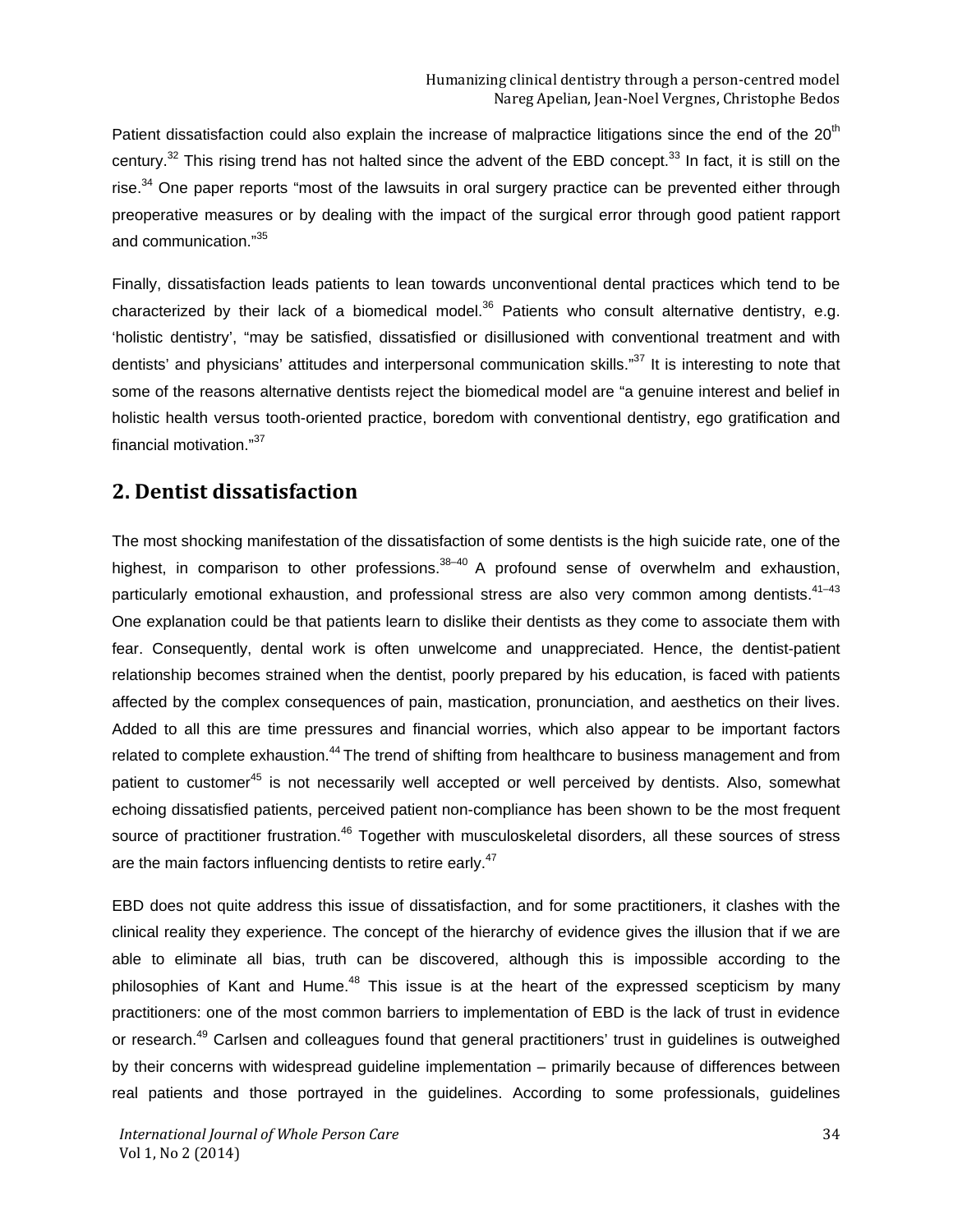Patient dissatisfaction could also explain the increase of malpractice litigations since the end of the 20th century.[32] This rising trend has not halted since the advent of the EBD concept.[33] In fact, it is still on the rise.[34] One paper reports "most of the lawsuits in oral surgery practice can be prevented either through preoperative measures or by dealing with the impact of the surgical error through good patient rapport and communication."[35]

Finally, dissatisfaction leads patients to lean towards unconventional dental practices which tend to be characterized by their lack of a biomedical model.[36] Patients who consult alternative dentistry, e.g. 'holistic dentistry', "may be satisfied, dissatisfied or disillusioned with conventional treatment and with dentists' and physicians' attitudes and interpersonal communication skills."[37] It is interesting to note that some of the reasons alternative dentists reject the biomedical model are "a genuine interest and belief in holistic health versus tooth-oriented practice, boredom with conventional dentistry, ego gratification and financial motivation."[37]

## 2. Dentist dissatisfaction

The most shocking manifestation of the dissatisfaction of some dentists is the high suicide rate, one of the highest, in comparison to other professions.[38–40] A profound sense of overwhelm and exhaustion, particularly emotional exhaustion, and professional stress are also very common among dentists.[41–43] One explanation could be that patients learn to dislike their dentists as they come to associate them with fear. Consequently, dental work is often unwelcome and unappreciated. Hence, the dentist-patient relationship becomes strained when the dentist, poorly prepared by his education, is faced with patients affected by the complex consequences of pain, mastication, pronunciation, and aesthetics on their lives. Added to all this are time pressures and financial worries, which also appear to be important factors related to complete exhaustion.[44] The trend of shifting from healthcare to business management and from patient to customer[45] is not necessarily well accepted or well perceived by dentists. Also, somewhat echoing dissatisfied patients, perceived patient non-compliance has been shown to be the most frequent source of practitioner frustration.[46] Together with musculoskeletal disorders, all these sources of stress are the main factors influencing dentists to retire early.[47]

EBD does not quite address this issue of dissatisfaction, and for some practitioners, it clashes with the clinical reality they experience. The concept of the hierarchy of evidence gives the illusion that if we are able to eliminate all bias, truth can be discovered, although this is impossible according to the philosophies of Kant and Hume.[48] This issue is at the heart of the expressed scepticism by many practitioners: one of the most common barriers to implementation of EBD is the lack of trust in evidence or research.[49] Carlsen and colleagues found that general practitioners' trust in guidelines is outweighed by their concerns with widespread guideline implementation – primarily because of differences between real patients and those portrayed in the guidelines. According to some professionals, guidelines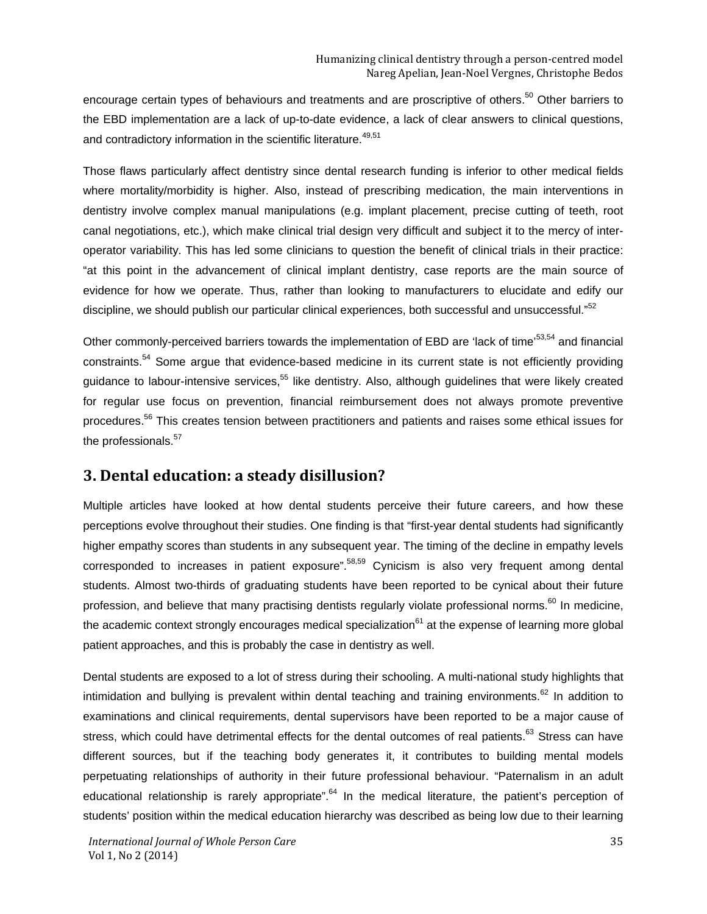encourage certain types of behaviours and treatments and are proscriptive of others.[50] Other barriers to the EBD implementation are a lack of up-to-date evidence, a lack of clear answers to clinical questions, and contradictory information in the scientific literature.[49,51]

Those flaws particularly affect dentistry since dental research funding is inferior to other medical fields where mortality/morbidity is higher. Also, instead of prescribing medication, the main interventions in dentistry involve complex manual manipulations (e.g. implant placement, precise cutting of teeth, root canal negotiations, etc.), which make clinical trial design very difficult and subject it to the mercy of inter-operator variability. This has led some clinicians to question the benefit of clinical trials in their practice: "at this point in the advancement of clinical implant dentistry, case reports are the main source of evidence for how we operate. Thus, rather than looking to manufacturers to elucidate and edify our discipline, we should publish our particular clinical experiences, both successful and unsuccessful."[52]

Other commonly-perceived barriers towards the implementation of EBD are 'lack of time'[53,54] and financial constraints.[54] Some argue that evidence-based medicine in its current state is not efficiently providing guidance to labour-intensive services,[55] like dentistry. Also, although guidelines that were likely created for regular use focus on prevention, financial reimbursement does not always promote preventive procedures.[56] This creates tension between practitioners and patients and raises some ethical issues for the professionals.[57]

## 3. Dental education: a steady disillusion?

Multiple articles have looked at how dental students perceive their future careers, and how these perceptions evolve throughout their studies. One finding is that "first-year dental students had significantly higher empathy scores than students in any subsequent year. The timing of the decline in empathy levels corresponded to increases in patient exposure".[58,59] Cynicism is also very frequent among dental students. Almost two-thirds of graduating students have been reported to be cynical about their future profession, and believe that many practising dentists regularly violate professional norms.[60] In medicine, the academic context strongly encourages medical specialization[61] at the expense of learning more global patient approaches, and this is probably the case in dentistry as well.

Dental students are exposed to a lot of stress during their schooling. A multi-national study highlights that intimidation and bullying is prevalent within dental teaching and training environments.[62] In addition to examinations and clinical requirements, dental supervisors have been reported to be a major cause of stress, which could have detrimental effects for the dental outcomes of real patients.[63] Stress can have different sources, but if the teaching body generates it, it contributes to building mental models perpetuating relationships of authority in their future professional behaviour. "Paternalism in an adult educational relationship is rarely appropriate".[64] In the medical literature, the patient's perception of students' position within the medical education hierarchy was described as being low due to their learning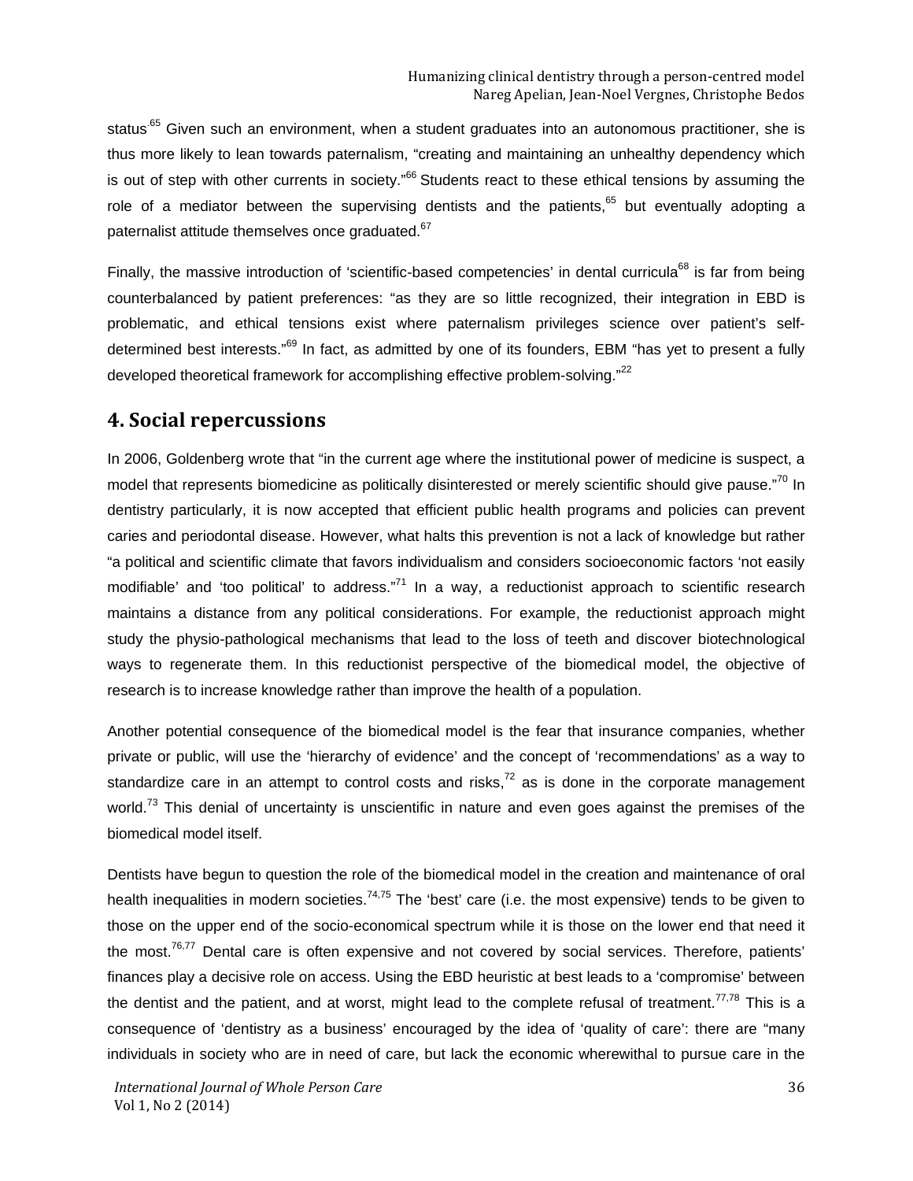status.[65] Given such an environment, when a student graduates into an autonomous practitioner, she is thus more likely to lean towards paternalism, "creating and maintaining an unhealthy dependency which is out of step with other currents in society."[66] Students react to these ethical tensions by assuming the role of a mediator between the supervising dentists and the patients,[65] but eventually adopting a paternalist attitude themselves once graduated.[67]

Finally, the massive introduction of 'scientific-based competencies' in dental curricula[68] is far from being counterbalanced by patient preferences: "as they are so little recognized, their integration in EBD is problematic, and ethical tensions exist where paternalism privileges science over patient's self-determined best interests."[69] In fact, as admitted by one of its founders, EBM "has yet to present a fully developed theoretical framework for accomplishing effective problem-solving."[22]

## 4. Social repercussions

In 2006, Goldenberg wrote that "in the current age where the institutional power of medicine is suspect, a model that represents biomedicine as politically disinterested or merely scientific should give pause."[70] In dentistry particularly, it is now accepted that efficient public health programs and policies can prevent caries and periodontal disease. However, what halts this prevention is not a lack of knowledge but rather "a political and scientific climate that favors individualism and considers socioeconomic factors 'not easily modifiable' and 'too political' to address."[71] In a way, a reductionist approach to scientific research maintains a distance from any political considerations. For example, the reductionist approach might study the physio-pathological mechanisms that lead to the loss of teeth and discover biotechnological ways to regenerate them. In this reductionist perspective of the biomedical model, the objective of research is to increase knowledge rather than improve the health of a population.

Another potential consequence of the biomedical model is the fear that insurance companies, whether private or public, will use the 'hierarchy of evidence' and the concept of 'recommendations' as a way to standardize care in an attempt to control costs and risks,[72] as is done in the corporate management world.[73] This denial of uncertainty is unscientific in nature and even goes against the premises of the biomedical model itself.

Dentists have begun to question the role of the biomedical model in the creation and maintenance of oral health inequalities in modern societies.[74,75] The 'best' care (i.e. the most expensive) tends to be given to those on the upper end of the socio-economical spectrum while it is those on the lower end that need it the most.[76,77] Dental care is often expensive and not covered by social services. Therefore, patients' finances play a decisive role on access. Using the EBD heuristic at best leads to a 'compromise' between the dentist and the patient, and at worst, might lead to the complete refusal of treatment.[77,78] This is a consequence of 'dentistry as a business' encouraged by the idea of 'quality of care': there are "many individuals in society who are in need of care, but lack the economic wherewithal to pursue care in the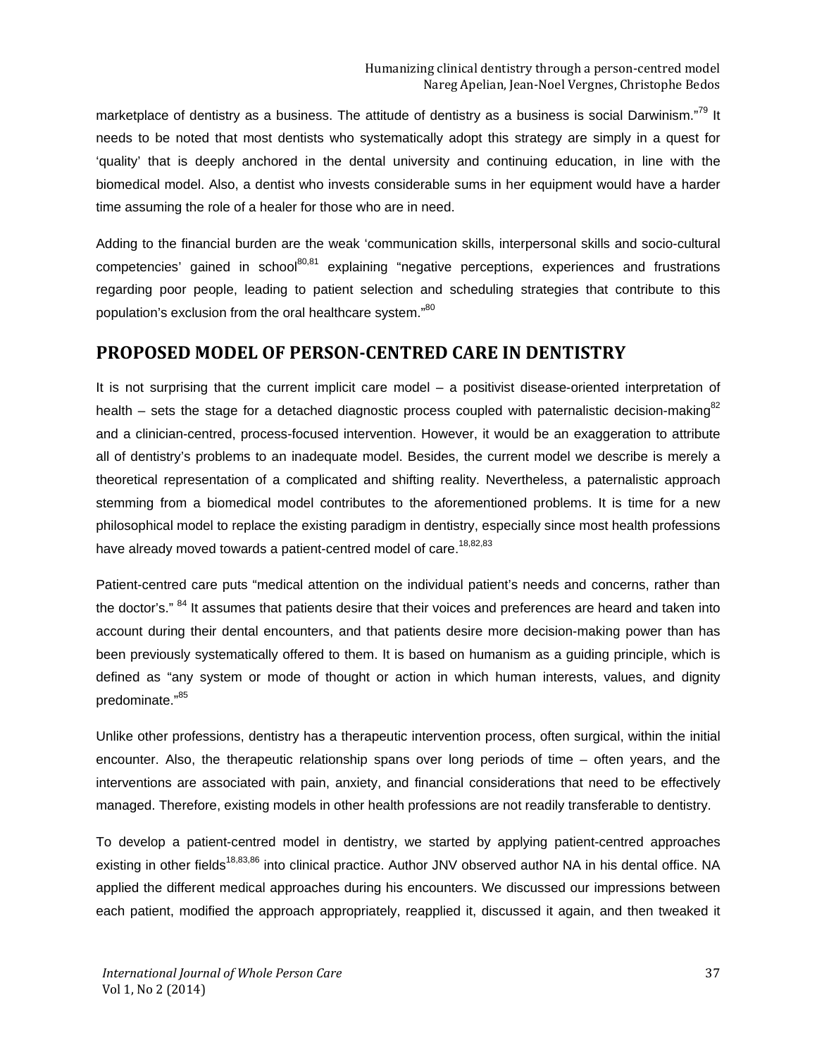marketplace of dentistry as a business. The attitude of dentistry as a business is social Darwinism."[79] It needs to be noted that most dentists who systematically adopt this strategy are simply in a quest for 'quality' that is deeply anchored in the dental university and continuing education, in line with the biomedical model. Also, a dentist who invests considerable sums in her equipment would have a harder time assuming the role of a healer for those who are in need.

Adding to the financial burden are the weak 'communication skills, interpersonal skills and socio-cultural competencies' gained in school[80,81] explaining "negative perceptions, experiences and frustrations regarding poor people, leading to patient selection and scheduling strategies that contribute to this population's exclusion from the oral healthcare system."[80]

## PROPOSED MODEL OF PERSON-CENTRED CARE IN DENTISTRY

It is not surprising that the current implicit care model – a positivist disease-oriented interpretation of health – sets the stage for a detached diagnostic process coupled with paternalistic decision-making[82] and a clinician-centred, process-focused intervention. However, it would be an exaggeration to attribute all of dentistry's problems to an inadequate model. Besides, the current model we describe is merely a theoretical representation of a complicated and shifting reality. Nevertheless, a paternalistic approach stemming from a biomedical model contributes to the aforementioned problems. It is time for a new philosophical model to replace the existing paradigm in dentistry, especially since most health professions have already moved towards a patient-centred model of care.[18,82,83]

Patient-centred care puts "medical attention on the individual patient's needs and concerns, rather than the doctor's." [84] It assumes that patients desire that their voices and preferences are heard and taken into account during their dental encounters, and that patients desire more decision-making power than has been previously systematically offered to them. It is based on humanism as a guiding principle, which is defined as "any system or mode of thought or action in which human interests, values, and dignity predominate."[85]

Unlike other professions, dentistry has a therapeutic intervention process, often surgical, within the initial encounter. Also, the therapeutic relationship spans over long periods of time – often years, and the interventions are associated with pain, anxiety, and financial considerations that need to be effectively managed. Therefore, existing models in other health professions are not readily transferable to dentistry.

To develop a patient-centred model in dentistry, we started by applying patient-centred approaches existing in other fields[18,83,86] into clinical practice. Author JNV observed author NA in his dental office. NA applied the different medical approaches during his encounters. We discussed our impressions between each patient, modified the approach appropriately, reapplied it, discussed it again, and then tweaked it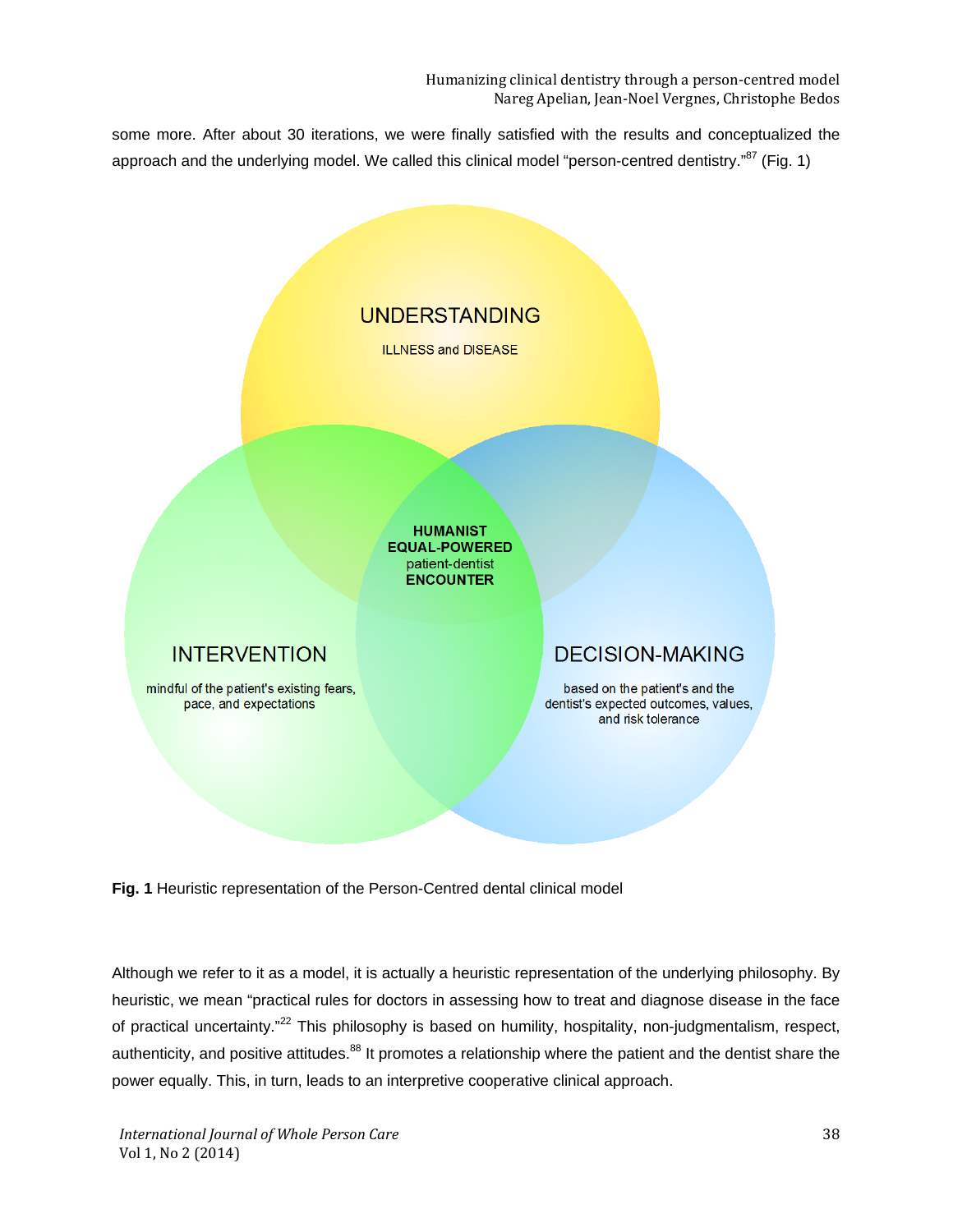some more. After about 30 iterations, we were finally satisfied with the results and conceptualized the approach and the underlying model. We called this clinical model "person-centred dentistry."[87] (Fig. 1)

UNDERSTANDING

ILLNESS and DISEASE

**HUMANIST EQUAL-POWERED** patient-dentist **ENCOUNTER**

INTERVENTION

mindful of the patient's existing fears, pace, and expectations

DECISION-MAKING

based on the patient's and the dentist's expected outcomes, values, and risk tolerance

**Fig. 1** Heuristic representation of the Person-Centred dental clinical model

Although we refer to it as a model, it is actually a heuristic representation of the underlying philosophy. By heuristic, we mean "practical rules for doctors in assessing how to treat and diagnose disease in the face of practical uncertainty."[22] This philosophy is based on humility, hospitality, non-judgmentalism, respect, authenticity, and positive attitudes.[88] It promotes a relationship where the patient and the dentist share the power equally. This, in turn, leads to an interpretive cooperative clinical approach.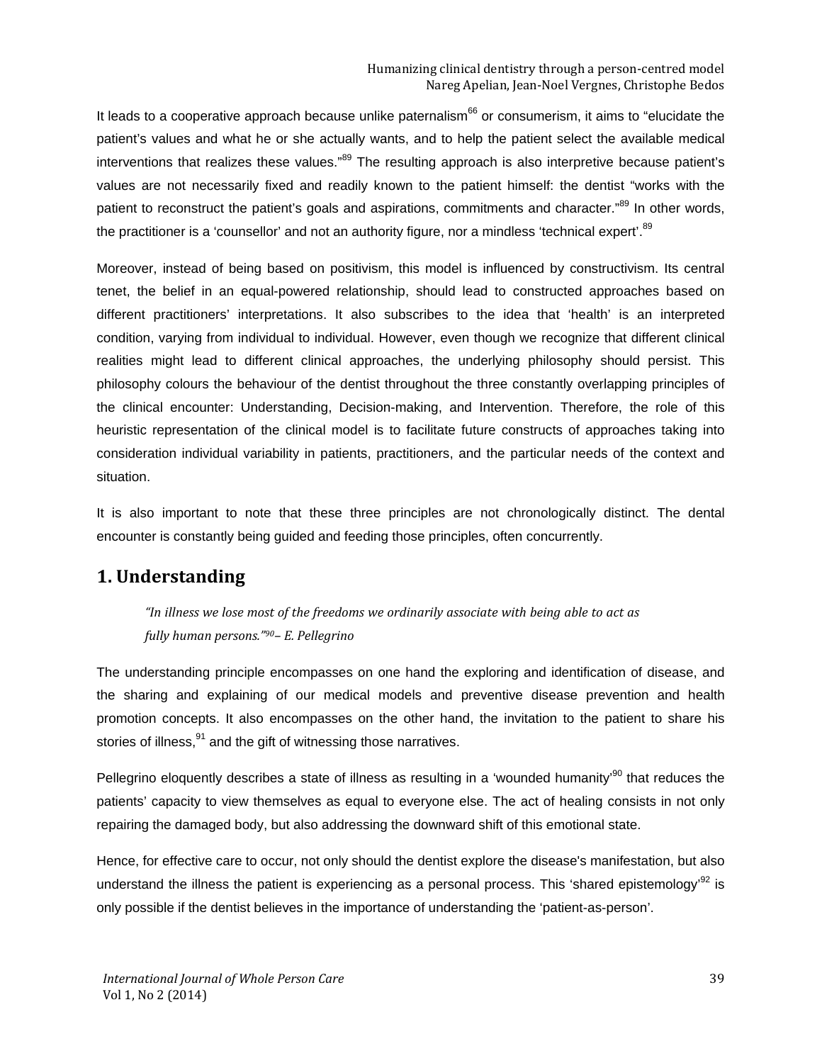It leads to a cooperative approach because unlike paternalism[66] or consumerism, it aims to "elucidate the patient's values and what he or she actually wants, and to help the patient select the available medical interventions that realizes these values."[89] The resulting approach is also interpretive because patient's values are not necessarily fixed and readily known to the patient himself: the dentist "works with the patient to reconstruct the patient's goals and aspirations, commitments and character."[89] In other words, the practitioner is a 'counsellor' and not an authority figure, nor a mindless 'technical expert'.[89]

Moreover, instead of being based on positivism, this model is influenced by constructivism. Its central tenet, the belief in an equal-powered relationship, should lead to constructed approaches based on different practitioners' interpretations. It also subscribes to the idea that 'health' is an interpreted condition, varying from individual to individual. However, even though we recognize that different clinical realities might lead to different clinical approaches, the underlying philosophy should persist. This philosophy colours the behaviour of the dentist throughout the three constantly overlapping principles of the clinical encounter: Understanding, Decision-making, and Intervention. Therefore, the role of this heuristic representation of the clinical model is to facilitate future constructs of approaches taking into consideration individual variability in patients, practitioners, and the particular needs of the context and situation.

It is also important to note that these three principles are not chronologically distinct. The dental encounter is constantly being guided and feeding those principles, often concurrently.

## 1. Understanding

> *"In illness we lose most of the freedoms we ordinarily associate with being able to act as fully human persons."[90] – E. Pellegrino*

The understanding principle encompasses on one hand the exploring and identification of disease, and the sharing and explaining of our medical models and preventive disease prevention and health promotion concepts. It also encompasses on the other hand, the invitation to the patient to share his stories of illness,[91] and the gift of witnessing those narratives.

Pellegrino eloquently describes a state of illness as resulting in a 'wounded humanity'[90] that reduces the patients' capacity to view themselves as equal to everyone else. The act of healing consists in not only repairing the damaged body, but also addressing the downward shift of this emotional state.

Hence, for effective care to occur, not only should the dentist explore the disease's manifestation, but also understand the illness the patient is experiencing as a personal process. This 'shared epistemology'[92] is only possible if the dentist believes in the importance of understanding the 'patient-as-person'.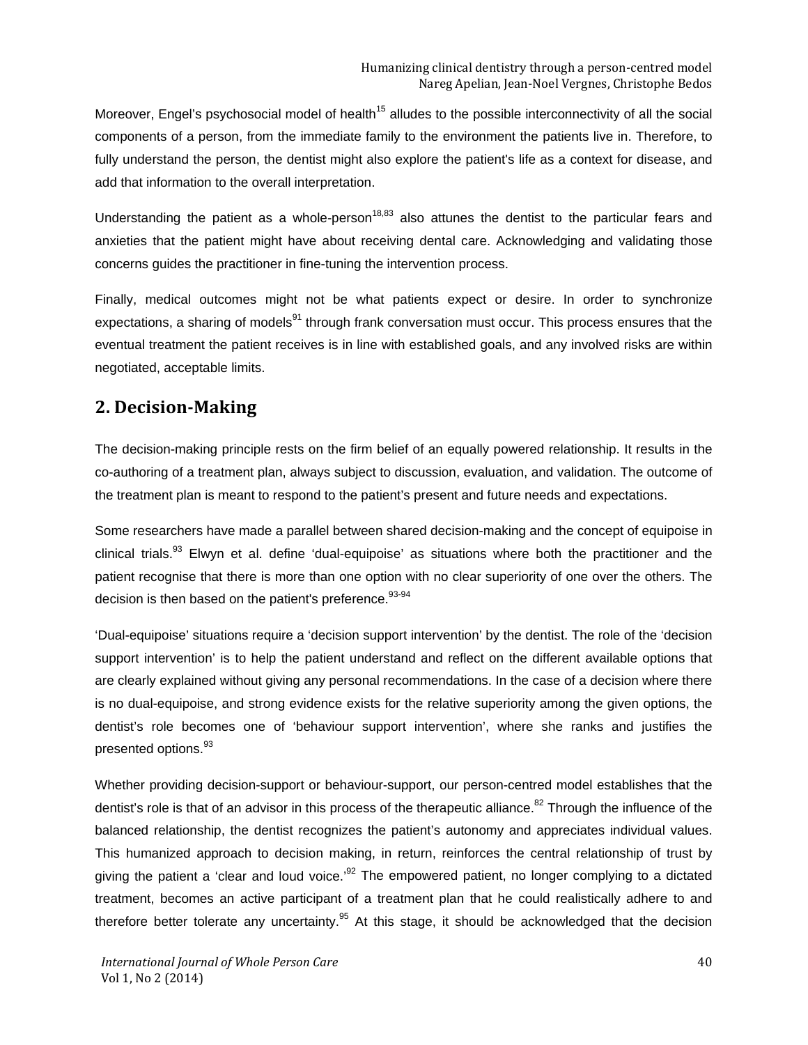Moreover, Engel's psychosocial model of health[15] alludes to the possible interconnectivity of all the social components of a person, from the immediate family to the environment the patients live in. Therefore, to fully understand the person, the dentist might also explore the patient's life as a context for disease, and add that information to the overall interpretation.

Understanding the patient as a whole-person[18,83] also attunes the dentist to the particular fears and anxieties that the patient might have about receiving dental care. Acknowledging and validating those concerns guides the practitioner in fine-tuning the intervention process.

Finally, medical outcomes might not be what patients expect or desire. In order to synchronize expectations, a sharing of models[91] through frank conversation must occur. This process ensures that the eventual treatment the patient receives is in line with established goals, and any involved risks are within negotiated, acceptable limits.

## 2. Decision-Making

The decision-making principle rests on the firm belief of an equally powered relationship. It results in the co-authoring of a treatment plan, always subject to discussion, evaluation, and validation. The outcome of the treatment plan is meant to respond to the patient's present and future needs and expectations.

Some researchers have made a parallel between shared decision-making and the concept of equipoise in clinical trials.[93] Elwyn et al. define 'dual-equipoise' as situations where both the practitioner and the patient recognise that there is more than one option with no clear superiority of one over the others. The decision is then based on the patient's preference.[93-94]

'Dual-equipoise' situations require a 'decision support intervention' by the dentist. The role of the 'decision support intervention' is to help the patient understand and reflect on the different available options that are clearly explained without giving any personal recommendations. In the case of a decision where there is no dual-equipoise, and strong evidence exists for the relative superiority among the given options, the dentist's role becomes one of 'behaviour support intervention', where she ranks and justifies the presented options.[93]

Whether providing decision-support or behaviour-support, our person-centred model establishes that the dentist's role is that of an advisor in this process of the therapeutic alliance.[82] Through the influence of the balanced relationship, the dentist recognizes the patient's autonomy and appreciates individual values. This humanized approach to decision making, in return, reinforces the central relationship of trust by giving the patient a 'clear and loud voice.'[92] The empowered patient, no longer complying to a dictated treatment, becomes an active participant of a treatment plan that he could realistically adhere to and therefore better tolerate any uncertainty.[95] At this stage, it should be acknowledged that the decision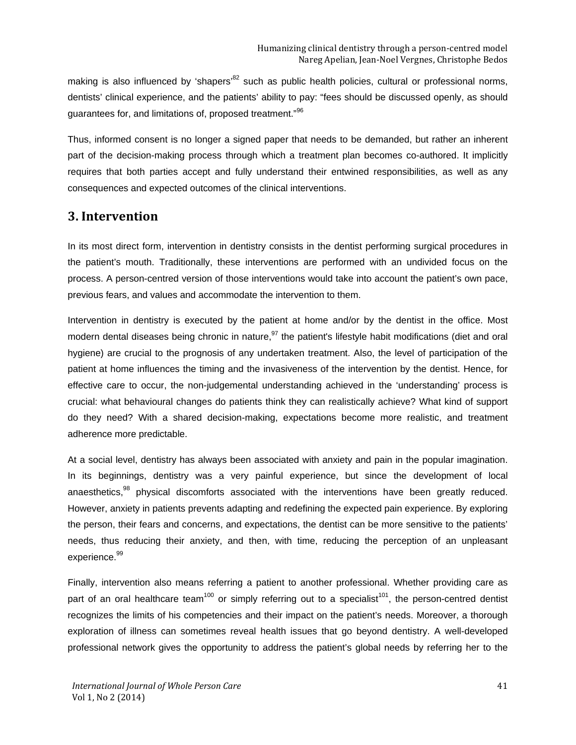making is also influenced by 'shapers'[82] such as public health policies, cultural or professional norms, dentists' clinical experience, and the patients' ability to pay: "fees should be discussed openly, as should guarantees for, and limitations of, proposed treatment."[96]

Thus, informed consent is no longer a signed paper that needs to be demanded, but rather an inherent part of the decision-making process through which a treatment plan becomes co-authored. It implicitly requires that both parties accept and fully understand their entwined responsibilities, as well as any consequences and expected outcomes of the clinical interventions.

## 3. Intervention

In its most direct form, intervention in dentistry consists in the dentist performing surgical procedures in the patient's mouth. Traditionally, these interventions are performed with an undivided focus on the process. A person-centred version of those interventions would take into account the patient's own pace, previous fears, and values and accommodate the intervention to them.

Intervention in dentistry is executed by the patient at home and/or by the dentist in the office. Most modern dental diseases being chronic in nature,[97] the patient's lifestyle habit modifications (diet and oral hygiene) are crucial to the prognosis of any undertaken treatment. Also, the level of participation of the patient at home influences the timing and the invasiveness of the intervention by the dentist. Hence, for effective care to occur, the non-judgemental understanding achieved in the 'understanding' process is crucial: what behavioural changes do patients think they can realistically achieve? What kind of support do they need? With a shared decision-making, expectations become more realistic, and treatment adherence more predictable.

At a social level, dentistry has always been associated with anxiety and pain in the popular imagination. In its beginnings, dentistry was a very painful experience, but since the development of local anaesthetics,[98] physical discomforts associated with the interventions have been greatly reduced. However, anxiety in patients prevents adapting and redefining the expected pain experience. By exploring the person, their fears and concerns, and expectations, the dentist can be more sensitive to the patients' needs, thus reducing their anxiety, and then, with time, reducing the perception of an unpleasant experience.[99]

Finally, intervention also means referring a patient to another professional. Whether providing care as part of an oral healthcare team[100] or simply referring out to a specialist[101], the person-centred dentist recognizes the limits of his competencies and their impact on the patient's needs. Moreover, a thorough exploration of illness can sometimes reveal health issues that go beyond dentistry. A well-developed professional network gives the opportunity to address the patient's global needs by referring her to the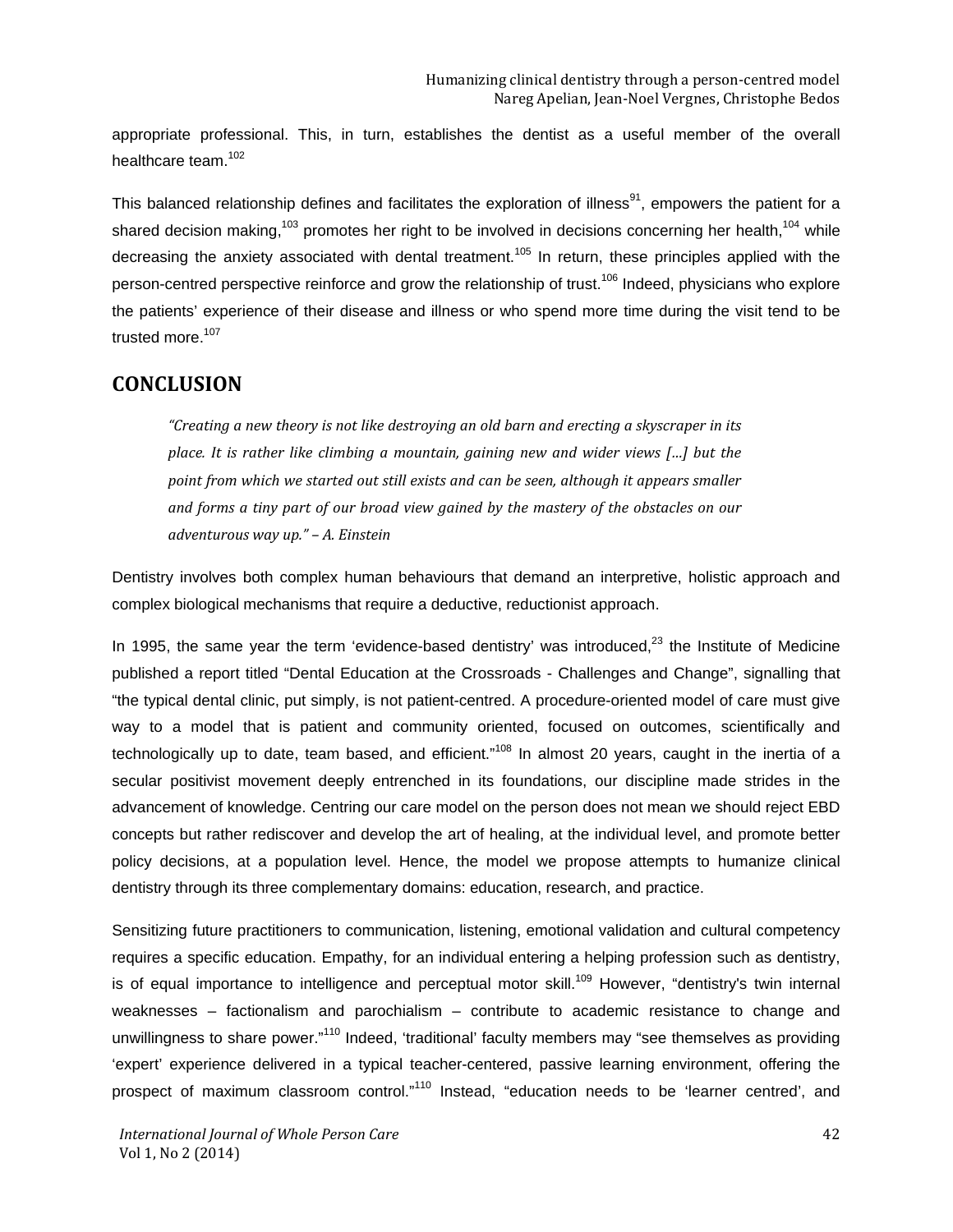appropriate professional. This, in turn, establishes the dentist as a useful member of the overall healthcare team.[102]

This balanced relationship defines and facilitates the exploration of illness[91], empowers the patient for a shared decision making,[103] promotes her right to be involved in decisions concerning her health,[104] while decreasing the anxiety associated with dental treatment.[105] In return, these principles applied with the person-centred perspective reinforce and grow the relationship of trust.[106] Indeed, physicians who explore the patients' experience of their disease and illness or who spend more time during the visit tend to be trusted more.[107]

## CONCLUSION

> *"Creating a new theory is not like destroying an old barn and erecting a skyscraper in its place. It is rather like climbing a mountain, gaining new and wider views [...] but the point from which we started out still exists and can be seen, although it appears smaller and forms a tiny part of our broad view gained by the mastery of the obstacles on our adventurous way up." – A. Einstein*

Dentistry involves both complex human behaviours that demand an interpretive, holistic approach and complex biological mechanisms that require a deductive, reductionist approach.

In 1995, the same year the term 'evidence-based dentistry' was introduced,[23] the Institute of Medicine published a report titled "Dental Education at the Crossroads - Challenges and Change", signalling that "the typical dental clinic, put simply, is not patient-centred. A procedure-oriented model of care must give way to a model that is patient and community oriented, focused on outcomes, scientifically and technologically up to date, team based, and efficient."[108] In almost 20 years, caught in the inertia of a secular positivist movement deeply entrenched in its foundations, our discipline made strides in the advancement of knowledge. Centring our care model on the person does not mean we should reject EBD concepts but rather rediscover and develop the art of healing, at the individual level, and promote better policy decisions, at a population level. Hence, the model we propose attempts to humanize clinical dentistry through its three complementary domains: education, research, and practice.

Sensitizing future practitioners to communication, listening, emotional validation and cultural competency requires a specific education. Empathy, for an individual entering a helping profession such as dentistry, is of equal importance to intelligence and perceptual motor skill.[109] However, "dentistry's twin internal weaknesses – factionalism and parochialism – contribute to academic resistance to change and unwillingness to share power."[110] Indeed, 'traditional' faculty members may "see themselves as providing 'expert' experience delivered in a typical teacher-centered, passive learning environment, offering the prospect of maximum classroom control."[110] Instead, "education needs to be 'learner centred', and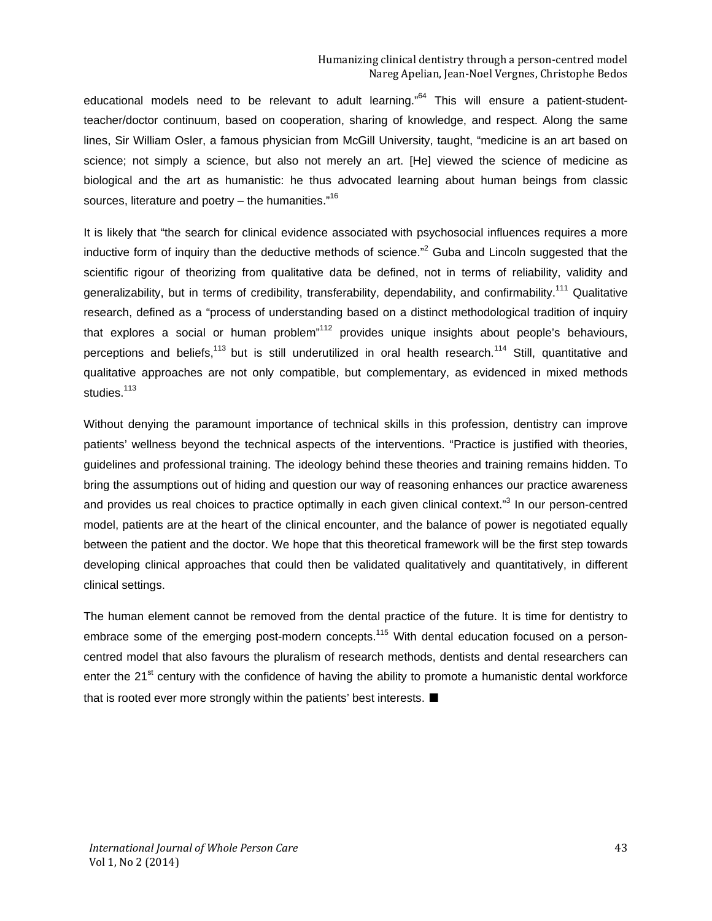educational models need to be relevant to adult learning."[64] This will ensure a patient-student-teacher/doctor continuum, based on cooperation, sharing of knowledge, and respect. Along the same lines, Sir William Osler, a famous physician from McGill University, taught, "medicine is an art based on science; not simply a science, but also not merely an art. [He] viewed the science of medicine as biological and the art as humanistic: he thus advocated learning about human beings from classic sources, literature and poetry – the humanities."[16]

It is likely that "the search for clinical evidence associated with psychosocial influences requires a more inductive form of inquiry than the deductive methods of science."[2] Guba and Lincoln suggested that the scientific rigour of theorizing from qualitative data be defined, not in terms of reliability, validity and generalizability, but in terms of credibility, transferability, dependability, and confirmability.[111] Qualitative research, defined as a "process of understanding based on a distinct methodological tradition of inquiry that explores a social or human problem"[112] provides unique insights about people's behaviours, perceptions and beliefs,[113] but is still underutilized in oral health research.[114] Still, quantitative and qualitative approaches are not only compatible, but complementary, as evidenced in mixed methods studies.[113]

Without denying the paramount importance of technical skills in this profession, dentistry can improve patients' wellness beyond the technical aspects of the interventions. "Practice is justified with theories, guidelines and professional training. The ideology behind these theories and training remains hidden. To bring the assumptions out of hiding and question our way of reasoning enhances our practice awareness and provides us real choices to practice optimally in each given clinical context."[3] In our person-centred model, patients are at the heart of the clinical encounter, and the balance of power is negotiated equally between the patient and the doctor. We hope that this theoretical framework will be the first step towards developing clinical approaches that could then be validated qualitatively and quantitatively, in different clinical settings.

The human element cannot be removed from the dental practice of the future. It is time for dentistry to embrace some of the emerging post-modern concepts.[115] With dental education focused on a person-centred model that also favours the pluralism of research methods, dentists and dental researchers can enter the 21st century with the confidence of having the ability to promote a humanistic dental workforce that is rooted ever more strongly within the patients' best interests. ■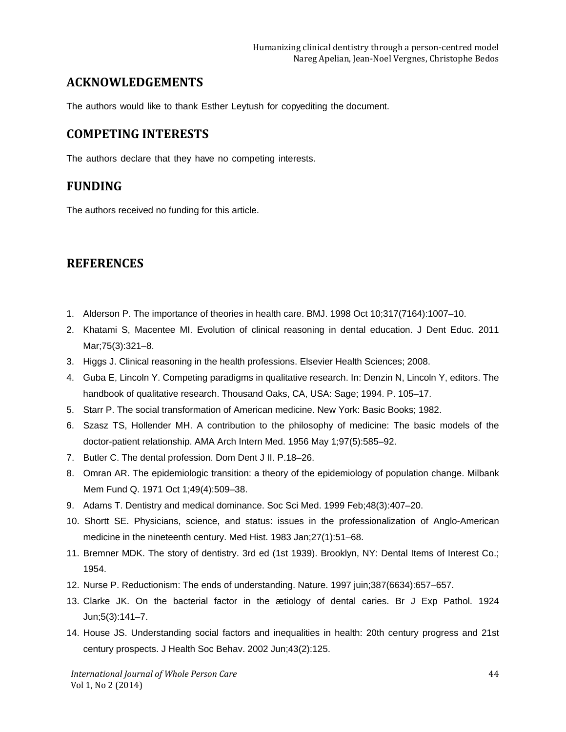## ACKNOWLEDGEMENTS

The authors would like to thank Esther Leytush for copyediting the document.

## COMPETING INTERESTS

The authors declare that they have no competing interests.

## FUNDING

The authors received no funding for this article.

## REFERENCES

1. Alderson P. The importance of theories in health care. BMJ. 1998 Oct 10;317(7164):1007–10.
2. Khatami S, Macentee MI. Evolution of clinical reasoning in dental education. J Dent Educ. 2011 Mar;75(3):321–8.
3. Higgs J. Clinical reasoning in the health professions. Elsevier Health Sciences; 2008.
4. Guba E, Lincoln Y. Competing paradigms in qualitative research. In: Denzin N, Lincoln Y, editors. The handbook of qualitative research. Thousand Oaks, CA, USA: Sage; 1994. P. 105–17.
5. Starr P. The social transformation of American medicine. New York: Basic Books; 1982.
6. Szasz TS, Hollender MH. A contribution to the philosophy of medicine: The basic models of the doctor-patient relationship. AMA Arch Intern Med. 1956 May 1;97(5):585–92.
7. Butler C. The dental profession. Dom Dent J II. P.18–26.
8. Omran AR. The epidemiologic transition: a theory of the epidemiology of population change. Milbank Mem Fund Q. 1971 Oct 1;49(4):509–38.
9. Adams T. Dentistry and medical dominance. Soc Sci Med. 1999 Feb;48(3):407–20.
10. Shortt SE. Physicians, science, and status: issues in the professionalization of Anglo-American medicine in the nineteenth century. Med Hist. 1983 Jan;27(1):51–68.
11. Bremner MDK. The story of dentistry. 3rd ed (1st 1939). Brooklyn, NY: Dental Items of Interest Co.; 1954.
12. Nurse P. Reductionism: The ends of understanding. Nature. 1997 juin;387(6634):657–657.
13. Clarke JK. On the bacterial factor in the ætiology of dental caries. Br J Exp Pathol. 1924 Jun;5(3):141–7.
14. House JS. Understanding social factors and inequalities in health: 20th century progress and 21st century prospects. J Health Soc Behav. 2002 Jun;43(2):125.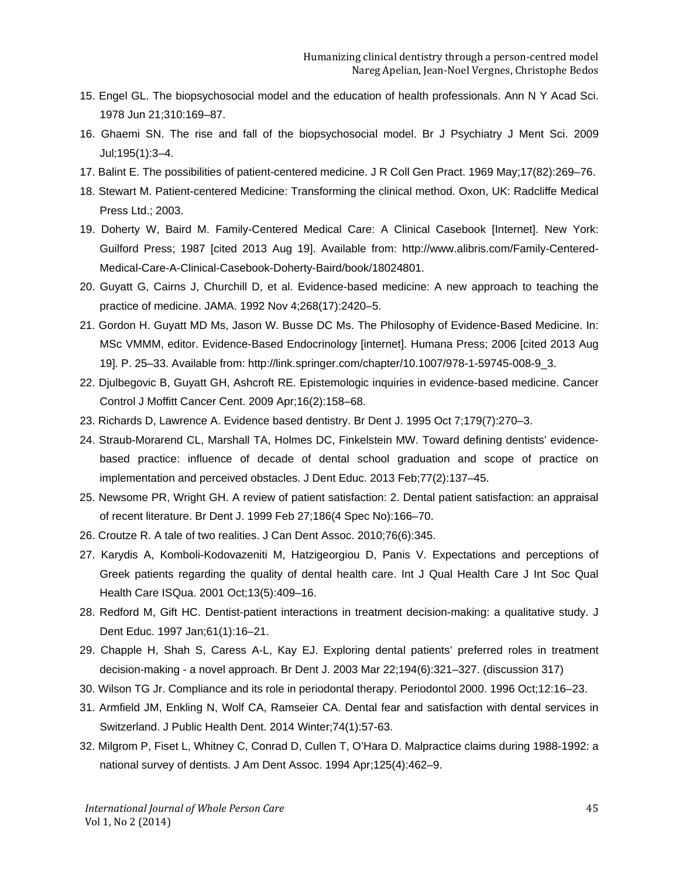15. Engel GL. The biopsychosocial model and the education of health professionals. Ann N Y Acad Sci. 1978 Jun 21;310:169–87.
16. Ghaemi SN. The rise and fall of the biopsychosocial model. Br J Psychiatry J Ment Sci. 2009 Jul;195(1):3–4.
17. Balint E. The possibilities of patient-centered medicine. J R Coll Gen Pract. 1969 May;17(82):269–76.
18. Stewart M. Patient-centered Medicine: Transforming the clinical method. Oxon, UK: Radcliffe Medical Press Ltd.; 2003.
19. Doherty W, Baird M. Family-Centered Medical Care: A Clinical Casebook [Internet]. New York: Guilford Press; 1987 [cited 2013 Aug 19]. Available from: http://www.alibris.com/Family-Centered-Medical-Care-A-Clinical-Casebook-Doherty-Baird/book/18024801.
20. Guyatt G, Cairns J, Churchill D, et al. Evidence-based medicine: A new approach to teaching the practice of medicine. JAMA. 1992 Nov 4;268(17):2420–5.
21. Gordon H. Guyatt MD Ms, Jason W. Busse DC Ms. The Philosophy of Evidence-Based Medicine. In: MSc VMMM, editor. Evidence-Based Endocrinology [internet]. Humana Press; 2006 [cited 2013 Aug 19]. P. 25–33. Available from: http://link.springer.com/chapter/10.1007/978-1-59745-008-9_3.
22. Djulbegovic B, Guyatt GH, Ashcroft RE. Epistemologic inquiries in evidence-based medicine. Cancer Control J Moffitt Cancer Cent. 2009 Apr;16(2):158–68.
23. Richards D, Lawrence A. Evidence based dentistry. Br Dent J. 1995 Oct 7;179(7):270–3.
24. Straub-Morarend CL, Marshall TA, Holmes DC, Finkelstein MW. Toward defining dentists' evidence-based practice: influence of decade of dental school graduation and scope of practice on implementation and perceived obstacles. J Dent Educ. 2013 Feb;77(2):137–45.
25. Newsome PR, Wright GH. A review of patient satisfaction: 2. Dental patient satisfaction: an appraisal of recent literature. Br Dent J. 1999 Feb 27;186(4 Spec No):166–70.
26. Croutze R. A tale of two realities. J Can Dent Assoc. 2010;76(6):345.
27. Karydis A, Komboli-Kodovazeniti M, Hatzigeorgiou D, Panis V. Expectations and perceptions of Greek patients regarding the quality of dental health care. Int J Qual Health Care J Int Soc Qual Health Care ISQua. 2001 Oct;13(5):409–16.
28. Redford M, Gift HC. Dentist-patient interactions in treatment decision-making: a qualitative study. J Dent Educ. 1997 Jan;61(1):16–21.
29. Chapple H, Shah S, Caress A-L, Kay EJ. Exploring dental patients' preferred roles in treatment decision-making - a novel approach. Br Dent J. 2003 Mar 22;194(6):321–327. (discussion 317)
30. Wilson TG Jr. Compliance and its role in periodontal therapy. Periodontol 2000. 1996 Oct;12:16–23.
31. Armfield JM, Enkling N, Wolf CA, Ramseier CA. Dental fear and satisfaction with dental services in Switzerland. J Public Health Dent. 2014 Winter;74(1):57-63.
32. Milgrom P, Fiset L, Whitney C, Conrad D, Cullen T, O'Hara D. Malpractice claims during 1988-1992: a national survey of dentists. J Am Dent Assoc. 1994 Apr;125(4):462–9.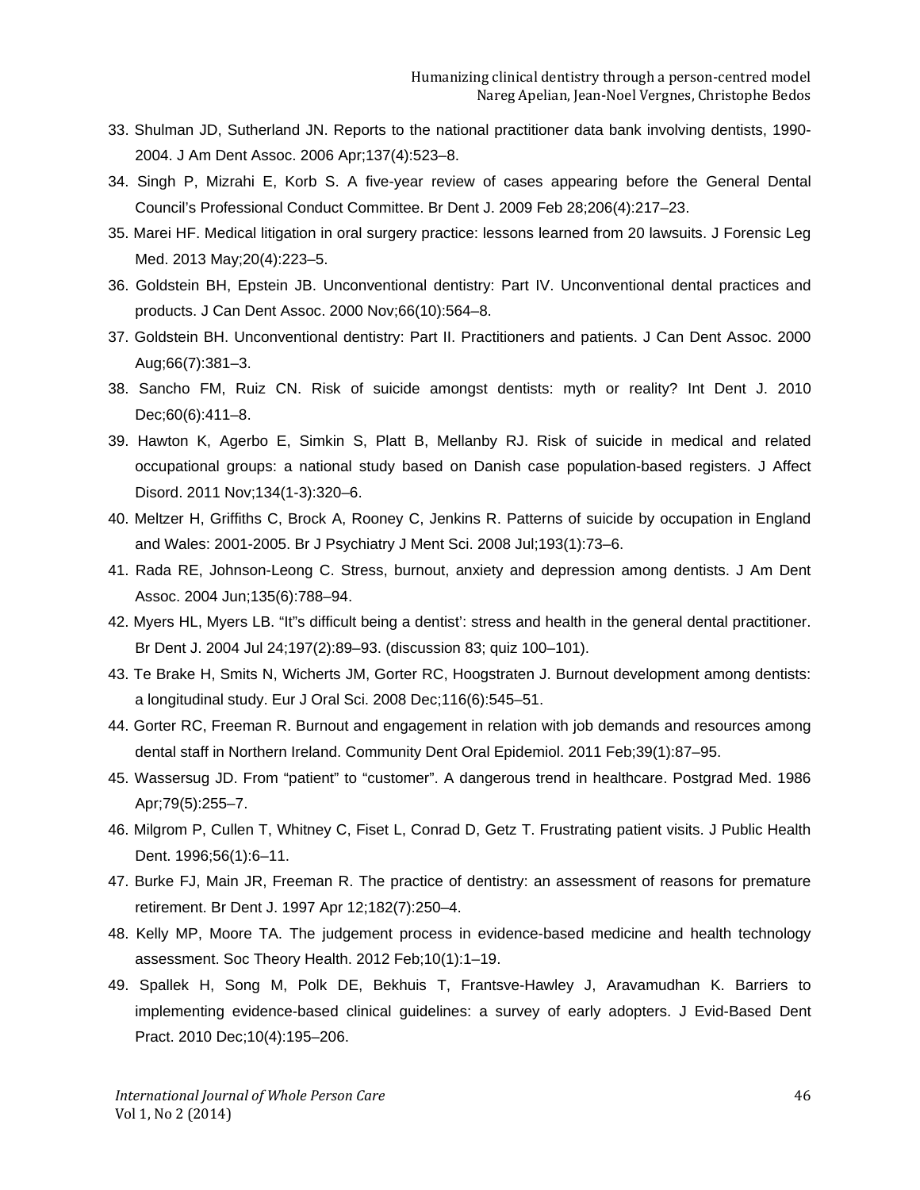33. Shulman JD, Sutherland JN. Reports to the national practitioner data bank involving dentists, 1990-2004. J Am Dent Assoc. 2006 Apr;137(4):523–8.
34. Singh P, Mizrahi E, Korb S. A five-year review of cases appearing before the General Dental Council's Professional Conduct Committee. Br Dent J. 2009 Feb 28;206(4):217–23.
35. Marei HF. Medical litigation in oral surgery practice: lessons learned from 20 lawsuits. J Forensic Leg Med. 2013 May;20(4):223–5.
36. Goldstein BH, Epstein JB. Unconventional dentistry: Part IV. Unconventional dental practices and products. J Can Dent Assoc. 2000 Nov;66(10):564–8.
37. Goldstein BH. Unconventional dentistry: Part II. Practitioners and patients. J Can Dent Assoc. 2000 Aug;66(7):381–3.
38. Sancho FM, Ruiz CN. Risk of suicide amongst dentists: myth or reality? Int Dent J. 2010 Dec;60(6):411–8.
39. Hawton K, Agerbo E, Simkin S, Platt B, Mellanby RJ. Risk of suicide in medical and related occupational groups: a national study based on Danish case population-based registers. J Affect Disord. 2011 Nov;134(1-3):320–6.
40. Meltzer H, Griffiths C, Brock A, Rooney C, Jenkins R. Patterns of suicide by occupation in England and Wales: 2001-2005. Br J Psychiatry J Ment Sci. 2008 Jul;193(1):73–6.
41. Rada RE, Johnson-Leong C. Stress, burnout, anxiety and depression among dentists. J Am Dent Assoc. 2004 Jun;135(6):788–94.
42. Myers HL, Myers LB. "It"s difficult being a dentist': stress and health in the general dental practitioner. Br Dent J. 2004 Jul 24;197(2):89–93. (discussion 83; quiz 100–101).
43. Te Brake H, Smits N, Wicherts JM, Gorter RC, Hoogstraten J. Burnout development among dentists: a longitudinal study. Eur J Oral Sci. 2008 Dec;116(6):545–51.
44. Gorter RC, Freeman R. Burnout and engagement in relation with job demands and resources among dental staff in Northern Ireland. Community Dent Oral Epidemiol. 2011 Feb;39(1):87–95.
45. Wassersug JD. From "patient" to "customer". A dangerous trend in healthcare. Postgrad Med. 1986 Apr;79(5):255–7.
46. Milgrom P, Cullen T, Whitney C, Fiset L, Conrad D, Getz T. Frustrating patient visits. J Public Health Dent. 1996;56(1):6–11.
47. Burke FJ, Main JR, Freeman R. The practice of dentistry: an assessment of reasons for premature retirement. Br Dent J. 1997 Apr 12;182(7):250–4.
48. Kelly MP, Moore TA. The judgement process in evidence-based medicine and health technology assessment. Soc Theory Health. 2012 Feb;10(1):1–19.
49. Spallek H, Song M, Polk DE, Bekhuis T, Frantsve-Hawley J, Aravamudhan K. Barriers to implementing evidence-based clinical guidelines: a survey of early adopters. J Evid-Based Dent Pract. 2010 Dec;10(4):195–206.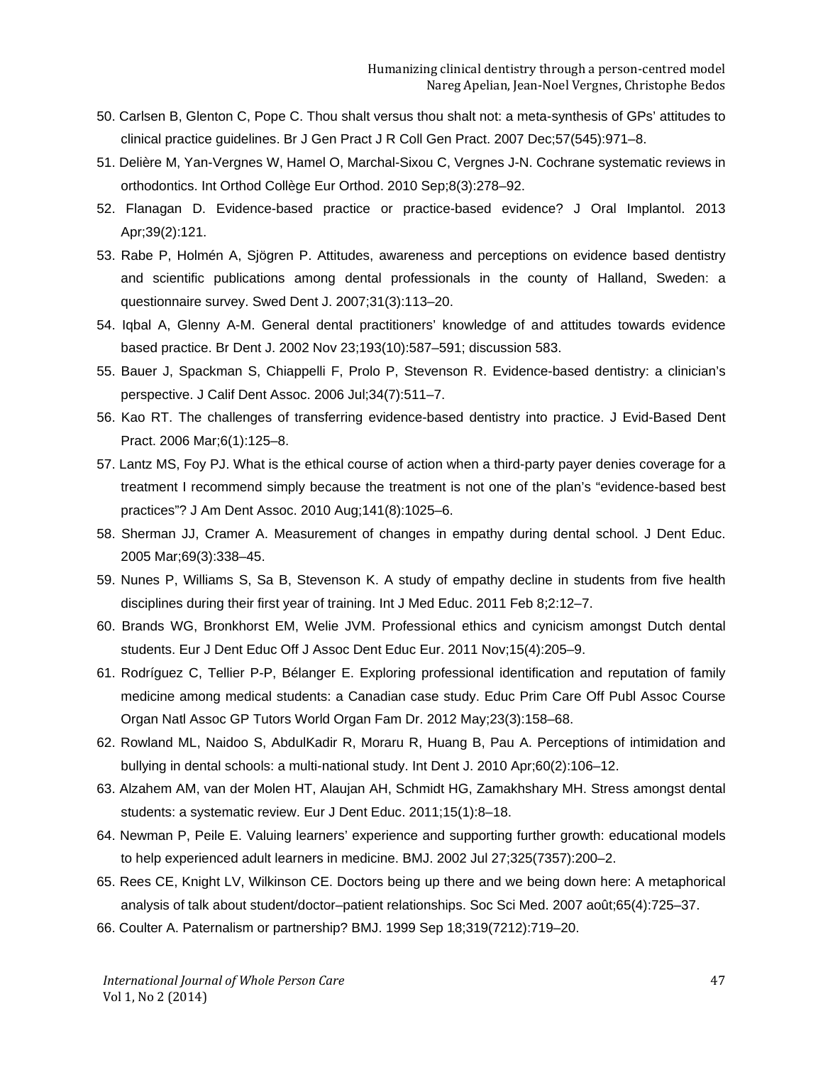50. Carlsen B, Glenton C, Pope C. Thou shalt versus thou shalt not: a meta-synthesis of GPs' attitudes to clinical practice guidelines. Br J Gen Pract J R Coll Gen Pract. 2007 Dec;57(545):971–8.
51. Delière M, Yan-Vergnes W, Hamel O, Marchal-Sixou C, Vergnes J-N. Cochrane systematic reviews in orthodontics. Int Orthod Collège Eur Orthod. 2010 Sep;8(3):278–92.
52. Flanagan D. Evidence-based practice or practice-based evidence? J Oral Implantol. 2013 Apr;39(2):121.
53. Rabe P, Holmén A, Sjögren P. Attitudes, awareness and perceptions on evidence based dentistry and scientific publications among dental professionals in the county of Halland, Sweden: a questionnaire survey. Swed Dent J. 2007;31(3):113–20.
54. Iqbal A, Glenny A-M. General dental practitioners' knowledge of and attitudes towards evidence based practice. Br Dent J. 2002 Nov 23;193(10):587–591; discussion 583.
55. Bauer J, Spackman S, Chiappelli F, Prolo P, Stevenson R. Evidence-based dentistry: a clinician's perspective. J Calif Dent Assoc. 2006 Jul;34(7):511–7.
56. Kao RT. The challenges of transferring evidence-based dentistry into practice. J Evid-Based Dent Pract. 2006 Mar;6(1):125–8.
57. Lantz MS, Foy PJ. What is the ethical course of action when a third-party payer denies coverage for a treatment I recommend simply because the treatment is not one of the plan's "evidence-based best practices"? J Am Dent Assoc. 2010 Aug;141(8):1025–6.
58. Sherman JJ, Cramer A. Measurement of changes in empathy during dental school. J Dent Educ. 2005 Mar;69(3):338–45.
59. Nunes P, Williams S, Sa B, Stevenson K. A study of empathy decline in students from five health disciplines during their first year of training. Int J Med Educ. 2011 Feb 8;2:12–7.
60. Brands WG, Bronkhorst EM, Welie JVM. Professional ethics and cynicism amongst Dutch dental students. Eur J Dent Educ Off J Assoc Dent Educ Eur. 2011 Nov;15(4):205–9.
61. Rodríguez C, Tellier P-P, Bélanger E. Exploring professional identification and reputation of family medicine among medical students: a Canadian case study. Educ Prim Care Off Publ Assoc Course Organ Natl Assoc GP Tutors World Organ Fam Dr. 2012 May;23(3):158–68.
62. Rowland ML, Naidoo S, AbdulKadir R, Moraru R, Huang B, Pau A. Perceptions of intimidation and bullying in dental schools: a multi-national study. Int Dent J. 2010 Apr;60(2):106–12.
63. Alzahem AM, van der Molen HT, Alaujan AH, Schmidt HG, Zamakhshary MH. Stress amongst dental students: a systematic review. Eur J Dent Educ. 2011;15(1):8–18.
64. Newman P, Peile E. Valuing learners' experience and supporting further growth: educational models to help experienced adult learners in medicine. BMJ. 2002 Jul 27;325(7357):200–2.
65. Rees CE, Knight LV, Wilkinson CE. Doctors being up there and we being down here: A metaphorical analysis of talk about student/doctor–patient relationships. Soc Sci Med. 2007 août;65(4):725–37.
66. Coulter A. Paternalism or partnership? BMJ. 1999 Sep 18;319(7212):719–20.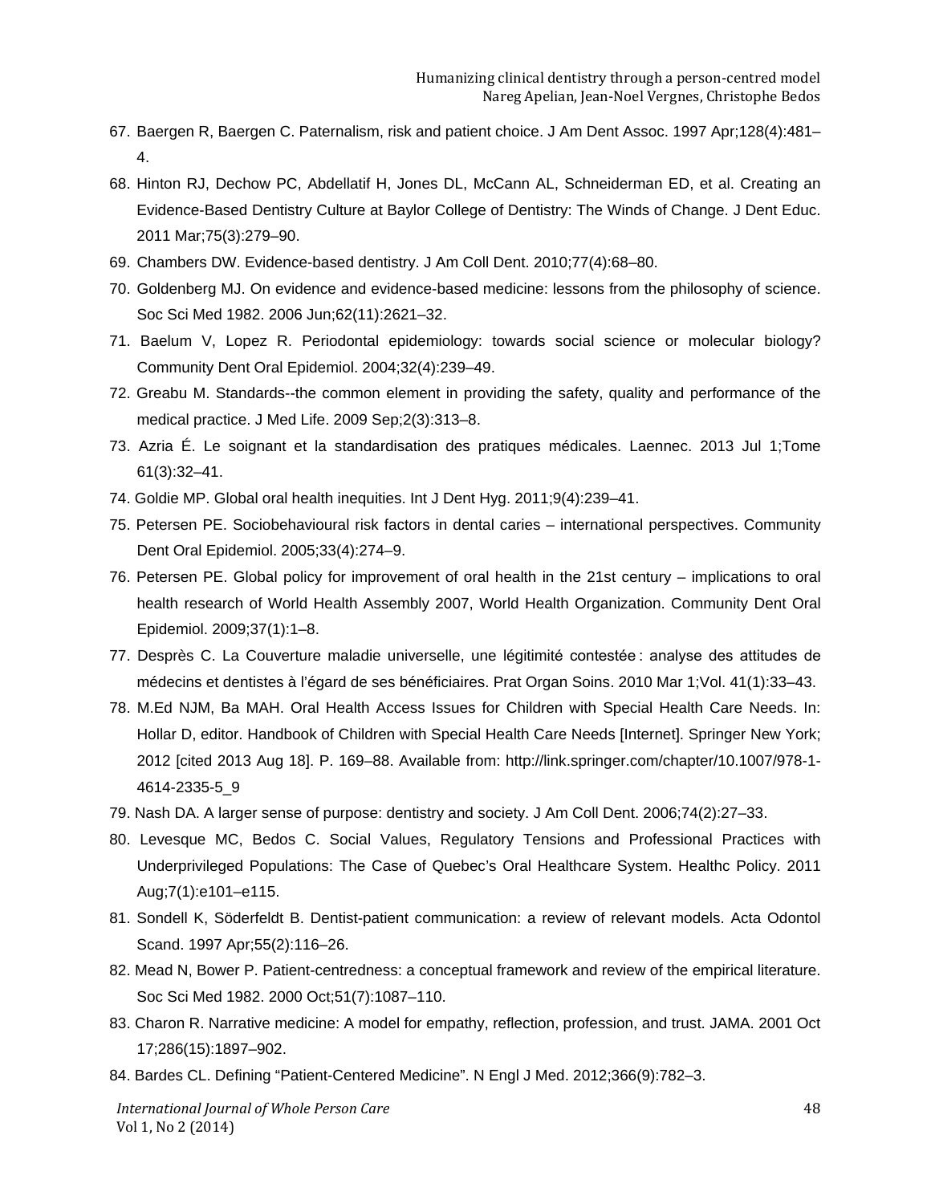67. Baergen R, Baergen C. Paternalism, risk and patient choice. J Am Dent Assoc. 1997 Apr;128(4):481–4.
68. Hinton RJ, Dechow PC, Abdellatif H, Jones DL, McCann AL, Schneiderman ED, et al. Creating an Evidence-Based Dentistry Culture at Baylor College of Dentistry: The Winds of Change. J Dent Educ. 2011 Mar;75(3):279–90.
69. Chambers DW. Evidence-based dentistry. J Am Coll Dent. 2010;77(4):68–80.
70. Goldenberg MJ. On evidence and evidence-based medicine: lessons from the philosophy of science. Soc Sci Med 1982. 2006 Jun;62(11):2621–32.
71. Baelum V, Lopez R. Periodontal epidemiology: towards social science or molecular biology? Community Dent Oral Epidemiol. 2004;32(4):239–49.
72. Greabu M. Standards--the common element in providing the safety, quality and performance of the medical practice. J Med Life. 2009 Sep;2(3):313–8.
73. Azria É. Le soignant et la standardisation des pratiques médicales. Laennec. 2013 Jul 1;Tome 61(3):32–41.
74. Goldie MP. Global oral health inequities. Int J Dent Hyg. 2011;9(4):239–41.
75. Petersen PE. Sociobehavioural risk factors in dental caries – international perspectives. Community Dent Oral Epidemiol. 2005;33(4):274–9.
76. Petersen PE. Global policy for improvement of oral health in the 21st century – implications to oral health research of World Health Assembly 2007, World Health Organization. Community Dent Oral Epidemiol. 2009;37(1):1–8.
77. Desprès C. La Couverture maladie universelle, une légitimité contestée : analyse des attitudes de médecins et dentistes à l'égard de ses bénéficiaires. Prat Organ Soins. 2010 Mar 1;Vol. 41(1):33–43.
78. M.Ed NJM, Ba MAH. Oral Health Access Issues for Children with Special Health Care Needs. In: Hollar D, editor. Handbook of Children with Special Health Care Needs [Internet]. Springer New York; 2012 [cited 2013 Aug 18]. P. 169–88. Available from: http://link.springer.com/chapter/10.1007/978-1-4614-2335-5_9
79. Nash DA. A larger sense of purpose: dentistry and society. J Am Coll Dent. 2006;74(2):27–33.
80. Levesque MC, Bedos C. Social Values, Regulatory Tensions and Professional Practices with Underprivileged Populations: The Case of Quebec's Oral Healthcare System. Healthc Policy. 2011 Aug;7(1):e101–e115.
81. Sondell K, Söderfeldt B. Dentist-patient communication: a review of relevant models. Acta Odontol Scand. 1997 Apr;55(2):116–26.
82. Mead N, Bower P. Patient-centredness: a conceptual framework and review of the empirical literature. Soc Sci Med 1982. 2000 Oct;51(7):1087–110.
83. Charon R. Narrative medicine: A model for empathy, reflection, profession, and trust. JAMA. 2001 Oct 17;286(15):1897–902.
84. Bardes CL. Defining "Patient-Centered Medicine". N Engl J Med. 2012;366(9):782–3.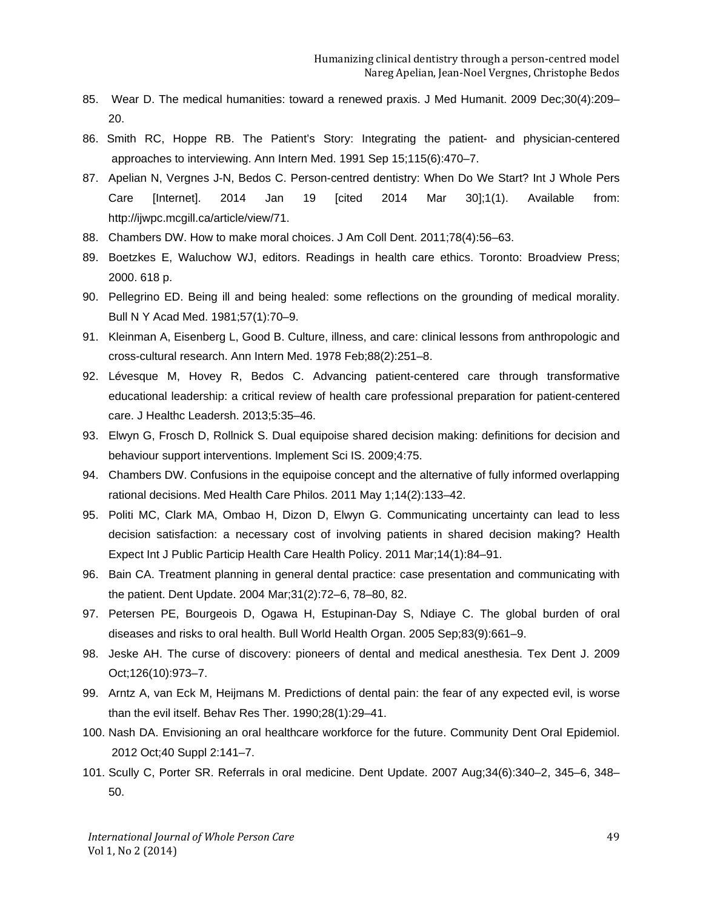85. Wear D. The medical humanities: toward a renewed praxis. J Med Humanit. 2009 Dec;30(4):209–20.
86. Smith RC, Hoppe RB. The Patient's Story: Integrating the patient- and physician-centered approaches to interviewing. Ann Intern Med. 1991 Sep 15;115(6):470–7.
87. Apelian N, Vergnes J-N, Bedos C. Person-centred dentistry: When Do We Start? Int J Whole Pers Care [Internet]. 2014 Jan 19 [cited 2014 Mar 30];1(1). Available from: http://ijwpc.mcgill.ca/article/view/71.
88. Chambers DW. How to make moral choices. J Am Coll Dent. 2011;78(4):56–63.
89. Boetzkes E, Waluchow WJ, editors. Readings in health care ethics. Toronto: Broadview Press; 2000. 618 p.
90. Pellegrino ED. Being ill and being healed: some reflections on the grounding of medical morality. Bull N Y Acad Med. 1981;57(1):70–9.
91. Kleinman A, Eisenberg L, Good B. Culture, illness, and care: clinical lessons from anthropologic and cross-cultural research. Ann Intern Med. 1978 Feb;88(2):251–8.
92. Lévesque M, Hovey R, Bedos C. Advancing patient-centered care through transformative educational leadership: a critical review of health care professional preparation for patient-centered care. J Healthc Leadersh. 2013;5:35–46.
93. Elwyn G, Frosch D, Rollnick S. Dual equipoise shared decision making: definitions for decision and behaviour support interventions. Implement Sci IS. 2009;4:75.
94. Chambers DW. Confusions in the equipoise concept and the alternative of fully informed overlapping rational decisions. Med Health Care Philos. 2011 May 1;14(2):133–42.
95. Politi MC, Clark MA, Ombao H, Dizon D, Elwyn G. Communicating uncertainty can lead to less decision satisfaction: a necessary cost of involving patients in shared decision making? Health Expect Int J Public Particip Health Care Health Policy. 2011 Mar;14(1):84–91.
96. Bain CA. Treatment planning in general dental practice: case presentation and communicating with the patient. Dent Update. 2004 Mar;31(2):72–6, 78–80, 82.
97. Petersen PE, Bourgeois D, Ogawa H, Estupinan-Day S, Ndiaye C. The global burden of oral diseases and risks to oral health. Bull World Health Organ. 2005 Sep;83(9):661–9.
98. Jeske AH. The curse of discovery: pioneers of dental and medical anesthesia. Tex Dent J. 2009 Oct;126(10):973–7.
99. Arntz A, van Eck M, Heijmans M. Predictions of dental pain: the fear of any expected evil, is worse than the evil itself. Behav Res Ther. 1990;28(1):29–41.
100. Nash DA. Envisioning an oral healthcare workforce for the future. Community Dent Oral Epidemiol. 2012 Oct;40 Suppl 2:141–7.
101. Scully C, Porter SR. Referrals in oral medicine. Dent Update. 2007 Aug;34(6):340–2, 345–6, 348–50.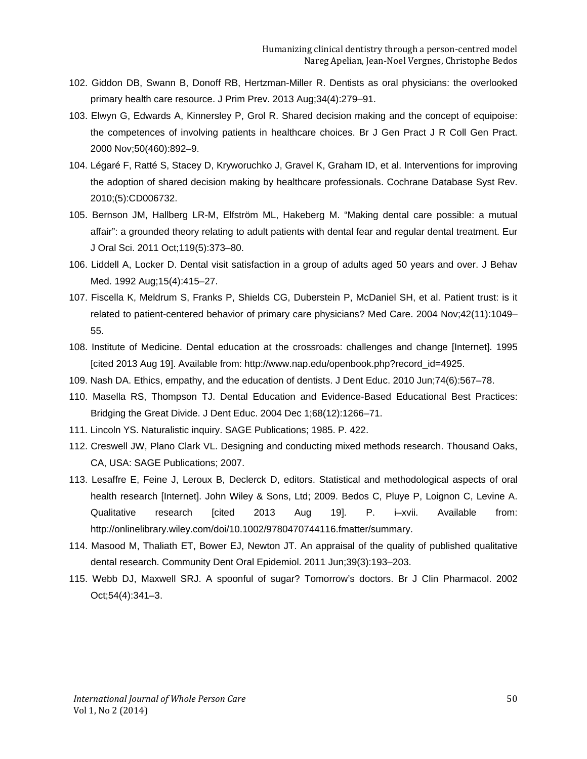102. Giddon DB, Swann B, Donoff RB, Hertzman-Miller R. Dentists as oral physicians: the overlooked primary health care resource. J Prim Prev. 2013 Aug;34(4):279–91.

103. Elwyn G, Edwards A, Kinnersley P, Grol R. Shared decision making and the concept of equipoise: the competences of involving patients in healthcare choices. Br J Gen Pract J R Coll Gen Pract. 2000 Nov;50(460):892–9.

104. Légaré F, Ratté S, Stacey D, Kryworuchko J, Gravel K, Graham ID, et al. Interventions for improving the adoption of shared decision making by healthcare professionals. Cochrane Database Syst Rev. 2010;(5):CD006732.

105. Bernson JM, Hallberg LR-M, Elfström ML, Hakeberg M. "Making dental care possible: a mutual affair": a grounded theory relating to adult patients with dental fear and regular dental treatment. Eur J Oral Sci. 2011 Oct;119(5):373–80.

106. Liddell A, Locker D. Dental visit satisfaction in a group of adults aged 50 years and over. J Behav Med. 1992 Aug;15(4):415–27.

107. Fiscella K, Meldrum S, Franks P, Shields CG, Duberstein P, McDaniel SH, et al. Patient trust: is it related to patient-centered behavior of primary care physicians? Med Care. 2004 Nov;42(11):1049–55.

108. Institute of Medicine. Dental education at the crossroads: challenges and change [Internet]. 1995 [cited 2013 Aug 19]. Available from: http://www.nap.edu/openbook.php?record_id=4925.

109. Nash DA. Ethics, empathy, and the education of dentists. J Dent Educ. 2010 Jun;74(6):567–78.

110. Masella RS, Thompson TJ. Dental Education and Evidence-Based Educational Best Practices: Bridging the Great Divide. J Dent Educ. 2004 Dec 1;68(12):1266–71.

111. Lincoln YS. Naturalistic inquiry. SAGE Publications; 1985. P. 422.

112. Creswell JW, Plano Clark VL. Designing and conducting mixed methods research. Thousand Oaks, CA, USA: SAGE Publications; 2007.

113. Lesaffre E, Feine J, Leroux B, Declerck D, editors. Statistical and methodological aspects of oral health research [Internet]. John Wiley & Sons, Ltd; 2009. Bedos C, Pluye P, Loignon C, Levine A. Qualitative research [cited 2013 Aug 19]. P. i–xvii. Available from: http://onlinelibrary.wiley.com/doi/10.1002/9780470744116.fmatter/summary.

114. Masood M, Thaliath ET, Bower EJ, Newton JT. An appraisal of the quality of published qualitative dental research. Community Dent Oral Epidemiol. 2011 Jun;39(3):193–203.

115. Webb DJ, Maxwell SRJ. A spoonful of sugar? Tomorrow's doctors. Br J Clin Pharmacol. 2002 Oct;54(4):341–3.